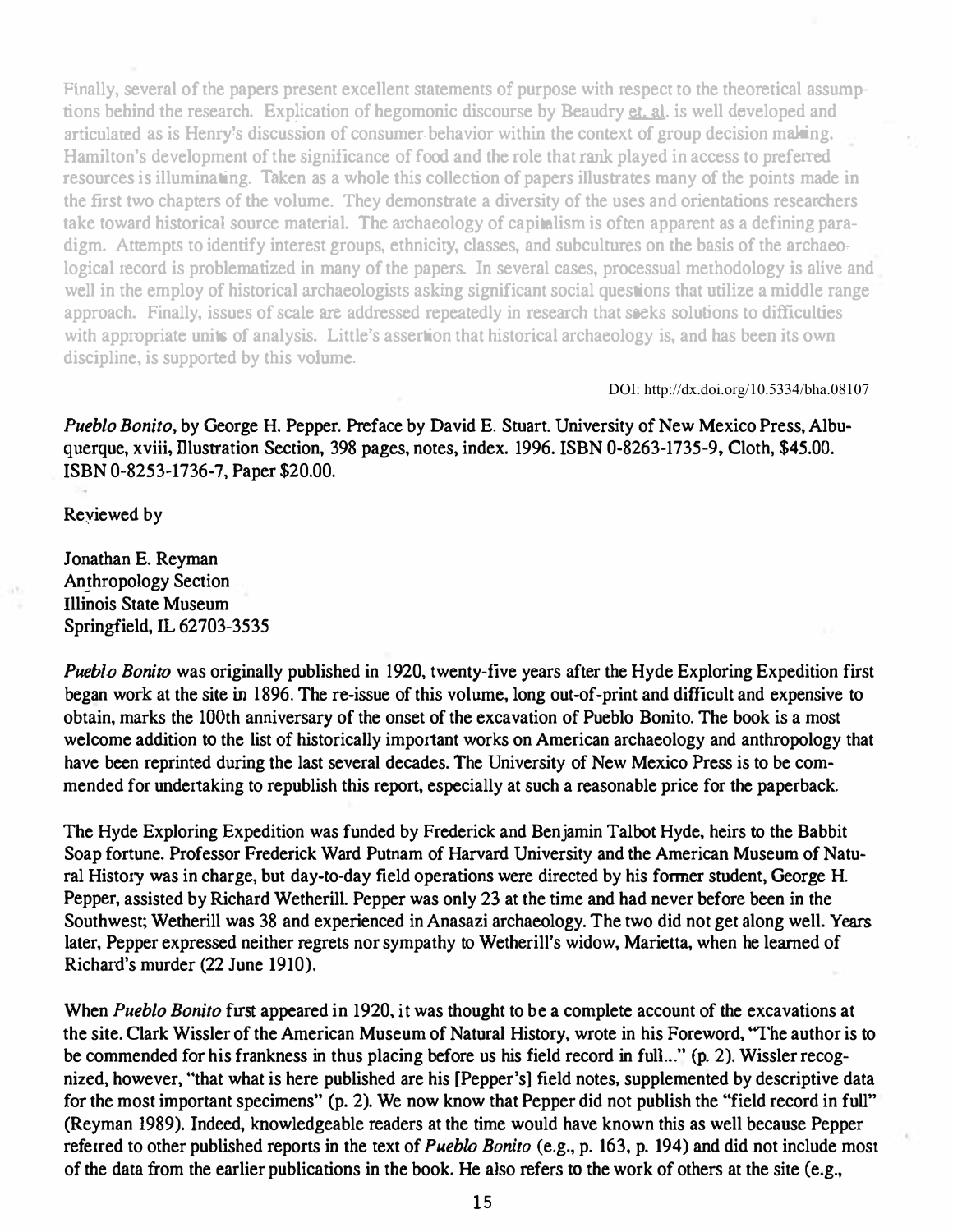Finally, several of the papers present excellent statements of purpose with respect to the theoretical assumptions behind the research. Explication of hegomonic discourse by Beaudry et. al. is well developed and articulated as is Henry's discussion of consumer behavior within the context of group decision making. Hamilton's development of the significance of food and the role that rank played in access to preferred resources is illuminating. Taken as a whole this collection of papers illustrates many of the points made in the first two chapters of the volume. They demonstrate a diversity of the uses and orientations researchers take toward historical source material. The archaeology of capitalism is often apparent as a defining paradigm. Attempts to identify interest groups, ethnicity, classes, and subcultures on the basis of the archaeological record is problematized in many of the papers. In several cases, processual methodology is alive and well in the employ of historical archaeologists asking significant social questions that utilize a middle range approach. Finally, issues of scale are addressed repeatedly in research that seeks solutions to difficulties with appropriate units of analysis. Little's assertion that historical archaeology is, and has been its own discipline, is supported by this volume.

DOI: http://dx.doi.org/10.5334/bha.08107

*Pueblo Bonito*, by George H. Pepper. Preface by David E. Stuart. University of New Mexico Press, Albuquerque, xviii, Illustration Section, 398 pages, notes, index. 1996. ISBN 0-8263-1735-9, Cloth, $45.00. ISBN 0-8253-1736-7, Paper $20.00.

Reviewed by

Jonathan E. Reyman
Anthropology Section
Illinois State Museum
Springfield, IL 62703-3535

*Pueblo Bonito* was originally published in 1920, twenty-five years after the Hyde Exploring Expedition first began work at the site in 1896. The re-issue of this volume, long out-of-print and difficult and expensive to obtain, marks the 100th anniversary of the onset of the excavation of Pueblo Bonito. The book is a most welcome addition to the list of historically important works on American archaeology and anthropology that have been reprinted during the last several decades. The University of New Mexico Press is to be commended for undertaking to republish this report, especially at such a reasonable price for the paperback.

The Hyde Exploring Expedition was funded by Frederick and Benjamin Talbot Hyde, heirs to the Babbit Soap fortune. Professor Frederick Ward Putnam of Harvard University and the American Museum of Natural History was in charge, but day-to-day field operations were directed by his former student, George H. Pepper, assisted by Richard Wetherill. Pepper was only 23 at the time and had never before been in the Southwest; Wetherill was 38 and experienced in Anasazi archaeology. The two did not get along well. Years later, Pepper expressed neither regrets nor sympathy to Wetherill's widow, Marietta, when he learned of Richard's murder (22 June 1910).

When *Pueblo Bonito* first appeared in 1920, it was thought to be a complete account of the excavations at the site. Clark Wissler of the American Museum of Natural History, wrote in his Foreword, "The author is to be commended for his frankness in thus placing before us his field record in full..." (p. 2). Wissler recognized, however, "that what is here published are his [Pepper's] field notes, supplemented by descriptive data for the most important specimens" (p. 2). We now know that Pepper did not publish the "field record in full" (Reyman 1989). Indeed, knowledgeable readers at the time would have known this as well because Pepper referred to other published reports in the text of *Pueblo Bonito* (e.g., p. 163, p. 194) and did not include most of the data from the earlier publications in the book. He also refers to the work of others at the site (e.g.,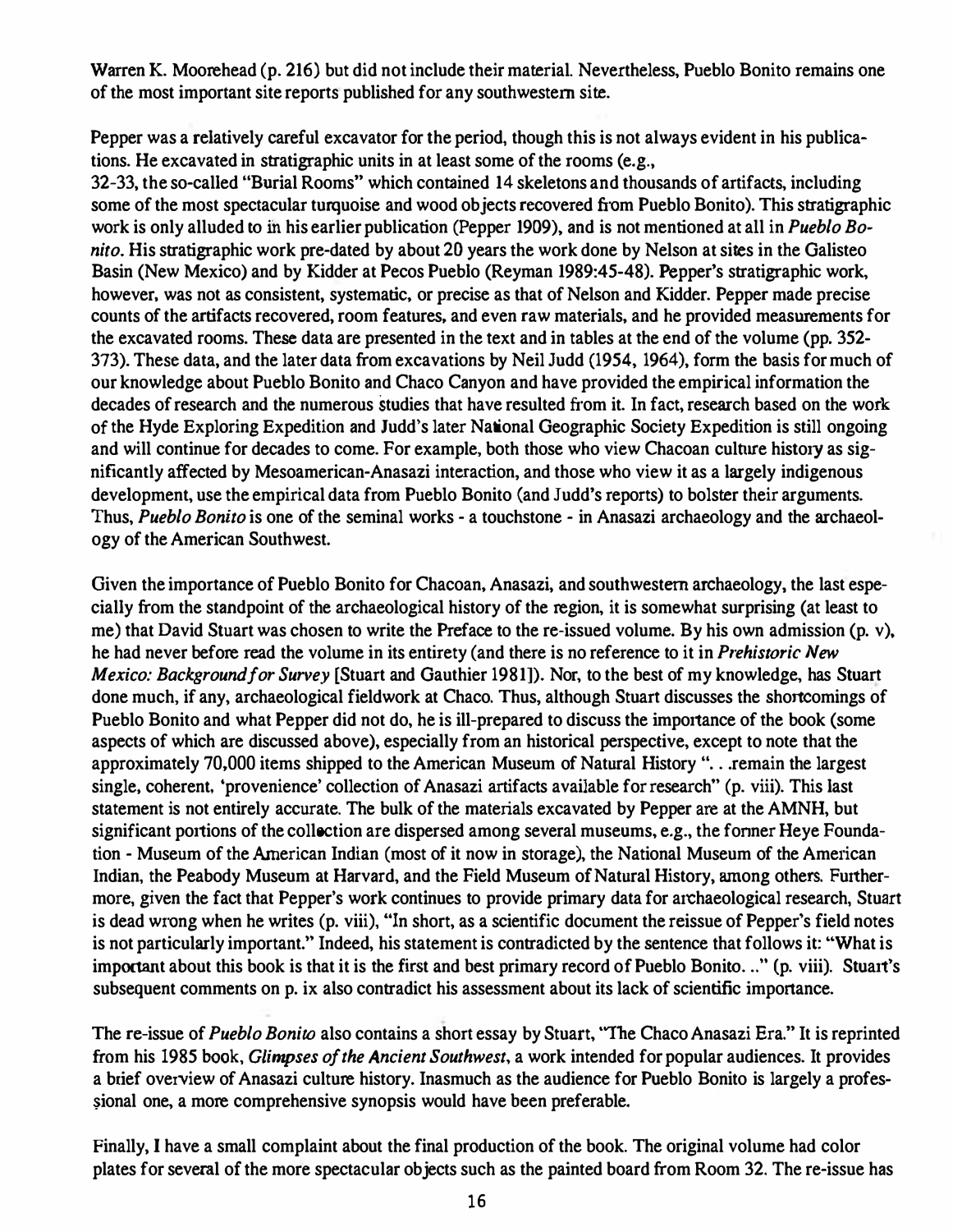Warren K. Moorehead (p. 216) but did not include their material. Nevertheless, Pueblo Bonito remains one of the most important site reports published for any southwestern site.

Pepper was a relatively careful excavator for the period, though this is not always evident in his publications. He excavated in stratigraphic units in at least some of the rooms (e.g., 32-33, the so-called "Burial Rooms" which contained 14 skeletons and thousands of artifacts, including some of the most spectacular turquoise and wood objects recovered from Pueblo Bonito). This stratigraphic work is only alluded to in his earlier publication (Pepper 1909), and is not mentioned at all in *Pueblo Bonito*. His stratigraphic work pre-dated by about 20 years the work done by Nelson at sites in the Galisteo Basin (New Mexico) and by Kidder at Pecos Pueblo (Reyman 1989:45-48). Pepper's stratigraphic work, however, was not as consistent, systematic, or precise as that of Nelson and Kidder. Pepper made precise counts of the artifacts recovered, room features, and even raw materials, and he provided measurements for the excavated rooms. These data are presented in the text and in tables at the end of the volume (pp. 352-373). These data, and the later data from excavations by Neil Judd (1954, 1964), form the basis for much of our knowledge about Pueblo Bonito and Chaco Canyon and have provided the empirical information the decades of research and the numerous studies that have resulted from it. In fact, research based on the work of the Hyde Exploring Expedition and Judd's later National Geographic Society Expedition is still ongoing and will continue for decades to come. For example, both those who view Chacoan culture history as significantly affected by Mesoamerican-Anasazi interaction, and those who view it as a largely indigenous development, use the empirical data from Pueblo Bonito (and Judd's reports) to bolster their arguments. Thus, *Pueblo Bonito* is one of the seminal works - a touchstone - in Anasazi archaeology and the archaeology of the American Southwest.

Given the importance of Pueblo Bonito for Chacoan, Anasazi, and southwestern archaeology, the last especially from the standpoint of the archaeological history of the region, it is somewhat surprising (at least to me) that David Stuart was chosen to write the Preface to the re-issued volume. By his own admission (p. v), he had never before read the volume in its entirety (and there is no reference to it in *Prehistoric New Mexico: Background for Survey* [Stuart and Gauthier 1981]). Nor, to the best of my knowledge, has Stuart done much, if any, archaeological fieldwork at Chaco. Thus, although Stuart discusses the shortcomings of Pueblo Bonito and what Pepper did not do, he is ill-prepared to discuss the importance of the book (some aspects of which are discussed above), especially from an historical perspective, except to note that the approximately 70,000 items shipped to the American Museum of Natural History ". . .remain the largest single, coherent, 'provenience' collection of Anasazi artifacts available for research" (p. viii). This last statement is not entirely accurate. The bulk of the materials excavated by Pepper are at the AMNH, but significant portions of the collection are dispersed among several museums, e.g., the former Heye Foundation - Museum of the American Indian (most of it now in storage), the National Museum of the American Indian, the Peabody Museum at Harvard, and the Field Museum of Natural History, among others. Furthermore, given the fact that Pepper's work continues to provide primary data for archaeological research, Stuart is dead wrong when he writes (p. viii), "In short, as a scientific document the reissue of Pepper's field notes is not particularly important." Indeed, his statement is contradicted by the sentence that follows it: "What is important about this book is that it is the first and best primary record of Pueblo Bonito. .." (p. viii). Stuart's subsequent comments on p. ix also contradict his assessment about its lack of scientific importance.

The re-issue of *Pueblo Bonito* also contains a short essay by Stuart, "The Chaco Anasazi Era." It is reprinted from his 1985 book, *Glimpses of the Ancient Southwest*, a work intended for popular audiences. It provides a brief overview of Anasazi culture history. Inasmuch as the audience for Pueblo Bonito is largely a professional one, a more comprehensive synopsis would have been preferable.

Finally, I have a small complaint about the final production of the book. The original volume had color plates for several of the more spectacular objects such as the painted board from Room 32. The re-issue has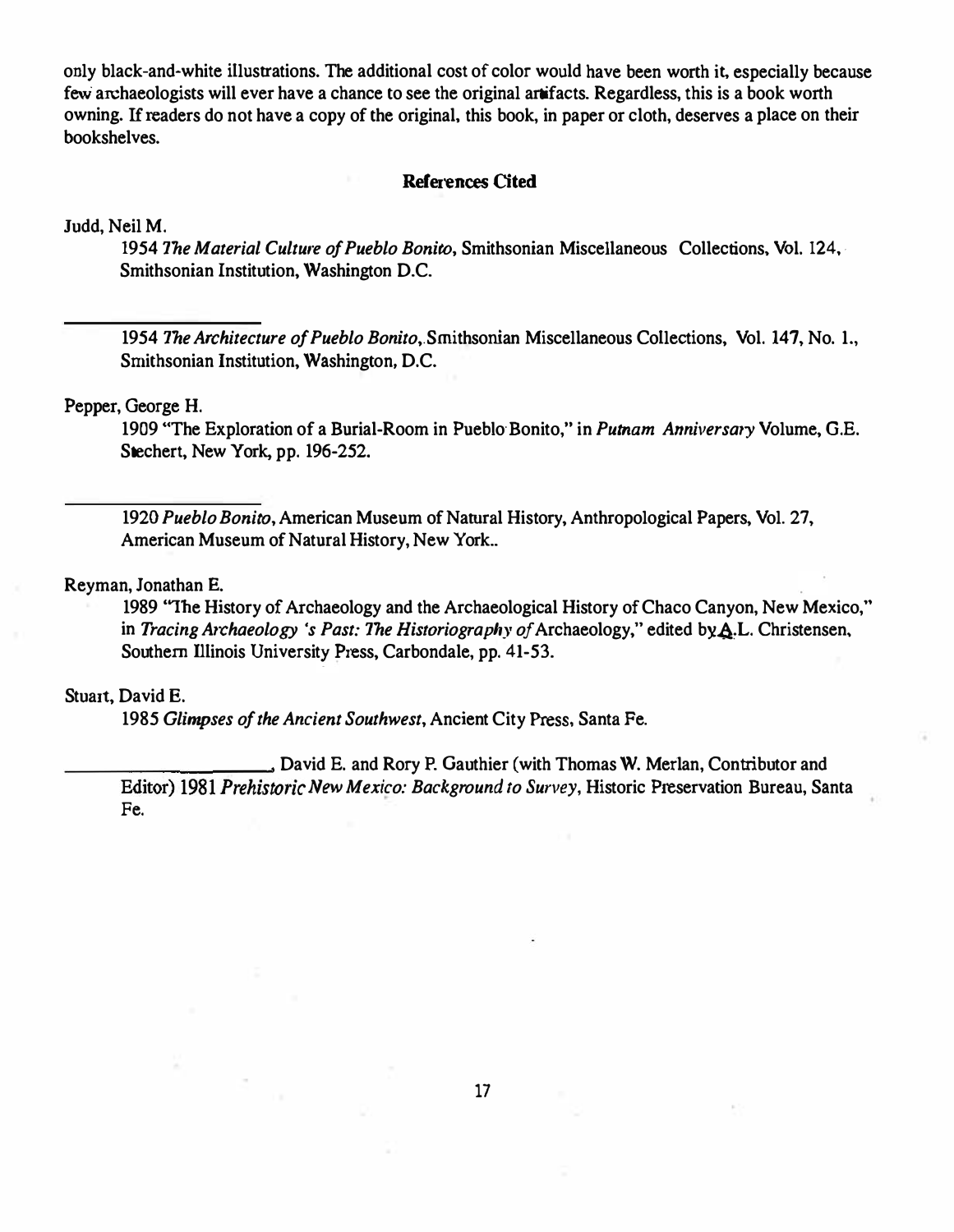only black-and-white illustrations. The additional cost of color would have been worth it, especially because few archaeologists will ever have a chance to see the original artifacts. Regardless, this is a book worth owning. If readers do not have a copy of the original, this book, in paper or cloth, deserves a place on their bookshelves.

## References Cited

Judd, Neil M.

1954 *The Material Culture of Pueblo Bonito*, Smithsonian Miscellaneous Collections, Vol. 124, Smithsonian Institution, Washington D.C.

\_\_\_\_\_\_\_\_\_\_\_\_\_\_\_\_

1954 *The Architecture of Pueblo Bonito*, Smithsonian Miscellaneous Collections, Vol. 147, No. 1., Smithsonian Institution, Washington, D.C.

Pepper, George H.

1909 "The Exploration of a Burial-Room in Pueblo Bonito," in *Putnam Anniversary* Volume, G.E. Stechert, New York, pp. 196-252.

\_\_\_\_\_\_\_\_\_\_\_\_\_\_\_\_

1920 *Pueblo Bonito*, American Museum of Natural History, Anthropological Papers, Vol. 27, American Museum of Natural History, New York..

Reyman, Jonathan E.

1989 "The History of Archaeology and the Archaeological History of Chaco Canyon, New Mexico," in *Tracing Archaeology 's Past: The Historiography of* Archaeology," edited by A.L. Christensen, Southern Illinois University Press, Carbondale, pp. 41-53.

Stuart, David E.

1985 *Glimpses of the Ancient Southwest*, Ancient City Press, Santa Fe.

\_\_\_\_\_\_\_\_\_\_\_\_\_\_\_\_, David E. and Rory P. Gauthier (with Thomas W. Merlan, Contributor and Editor) 1981 *Prehistoric New Mexico: Background to Survey*, Historic Preservation Bureau, Santa Fe.